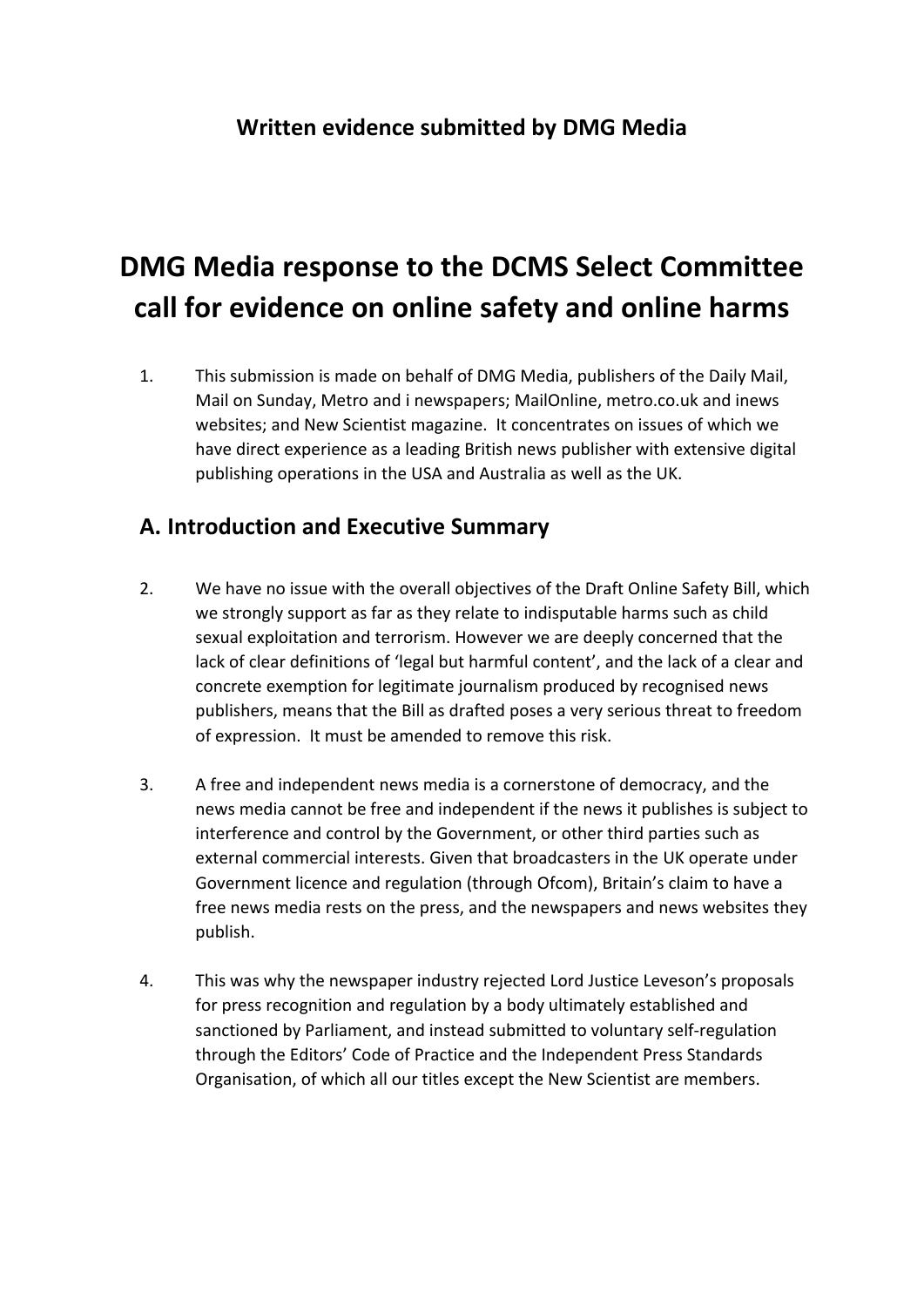**Written evidence submitted by DMG Media**

# DMG Media response to the DCMS Select Committee call for evidence on online safety and online harms

1. This submission is made on behalf of DMG Media, publishers of the Daily Mail, Mail on Sunday, Metro and i newspapers; MailOnline, metro.co.uk and inews websites; and New Scientist magazine. It concentrates on issues of which we have direct experience as a leading British news publisher with extensive digital publishing operations in the USA and Australia as well as the UK.

## A. Introduction and Executive Summary

2. We have no issue with the overall objectives of the Draft Online Safety Bill, which we strongly support as far as they relate to indisputable harms such as child sexual exploitation and terrorism. However we are deeply concerned that the lack of clear definitions of 'legal but harmful content', and the lack of a clear and concrete exemption for legitimate journalism produced by recognised news publishers, means that the Bill as drafted poses a very serious threat to freedom of expression. It must be amended to remove this risk.

3. A free and independent news media is a cornerstone of democracy, and the news media cannot be free and independent if the news it publishes is subject to interference and control by the Government, or other third parties such as external commercial interests. Given that broadcasters in the UK operate under Government licence and regulation (through Ofcom), Britain's claim to have a free news media rests on the press, and the newspapers and news websites they publish.

4. This was why the newspaper industry rejected Lord Justice Leveson's proposals for press recognition and regulation by a body ultimately established and sanctioned by Parliament, and instead submitted to voluntary self-regulation through the Editors' Code of Practice and the Independent Press Standards Organisation, of which all our titles except the New Scientist are members.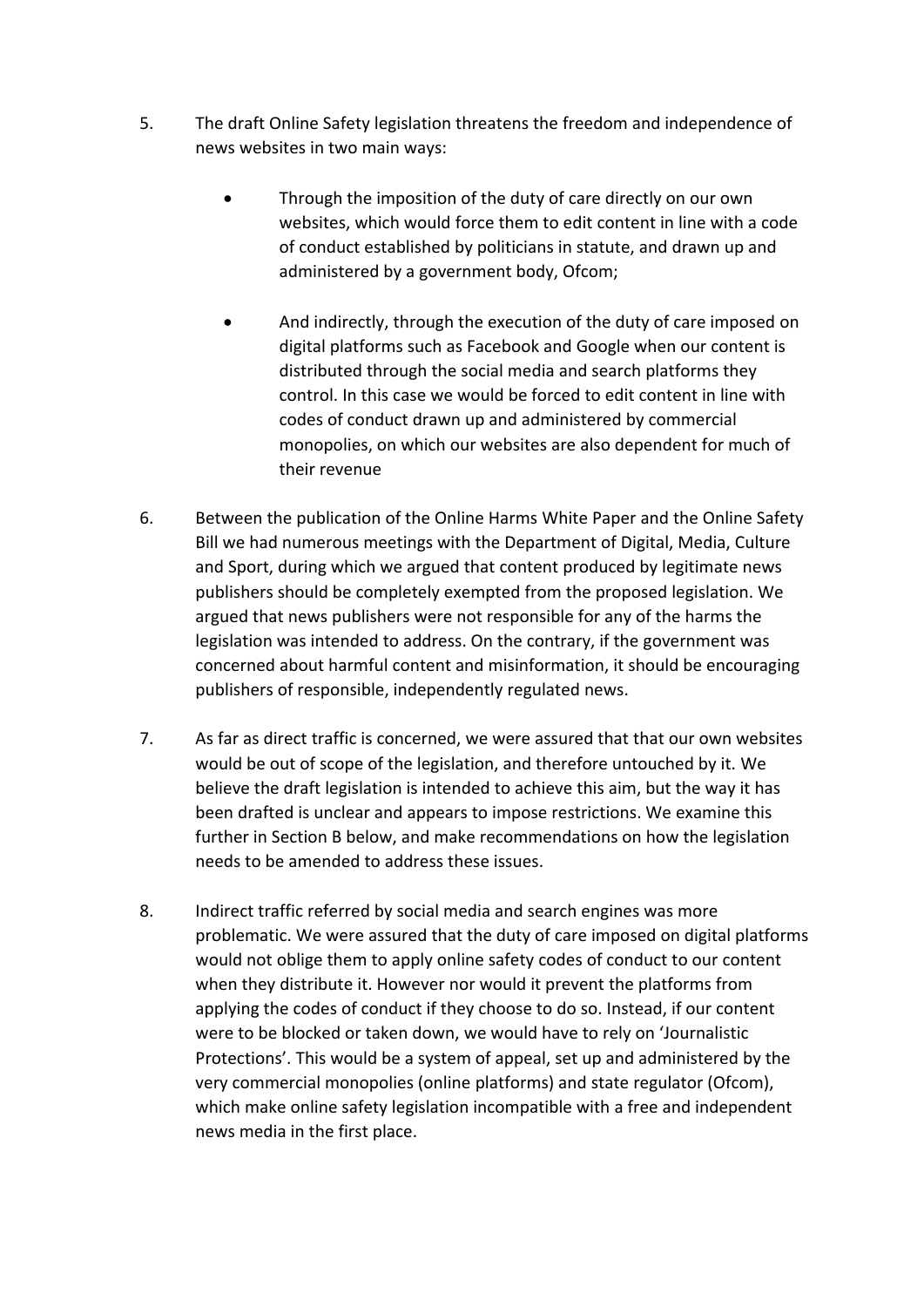5. The draft Online Safety legislation threatens the freedom and independence of news websites in two main ways:

    - Through the imposition of the duty of care directly on our own websites, which would force them to edit content in line with a code of conduct established by politicians in statute, and drawn up and administered by a government body, Ofcom;

    - And indirectly, through the execution of the duty of care imposed on digital platforms such as Facebook and Google when our content is distributed through the social media and search platforms they control. In this case we would be forced to edit content in line with codes of conduct drawn up and administered by commercial monopolies, on which our websites are also dependent for much of their revenue

6. Between the publication of the Online Harms White Paper and the Online Safety Bill we had numerous meetings with the Department of Digital, Media, Culture and Sport, during which we argued that content produced by legitimate news publishers should be completely exempted from the proposed legislation. We argued that news publishers were not responsible for any of the harms the legislation was intended to address. On the contrary, if the government was concerned about harmful content and misinformation, it should be encouraging publishers of responsible, independently regulated news.

7. As far as direct traffic is concerned, we were assured that that our own websites would be out of scope of the legislation, and therefore untouched by it. We believe the draft legislation is intended to achieve this aim, but the way it has been drafted is unclear and appears to impose restrictions. We examine this further in Section B below, and make recommendations on how the legislation needs to be amended to address these issues.

8. Indirect traffic referred by social media and search engines was more problematic. We were assured that the duty of care imposed on digital platforms would not oblige them to apply online safety codes of conduct to our content when they distribute it. However nor would it prevent the platforms from applying the codes of conduct if they choose to do so. Instead, if our content were to be blocked or taken down, we would have to rely on 'Journalistic Protections'. This would be a system of appeal, set up and administered by the very commercial monopolies (online platforms) and state regulator (Ofcom), which make online safety legislation incompatible with a free and independent news media in the first place.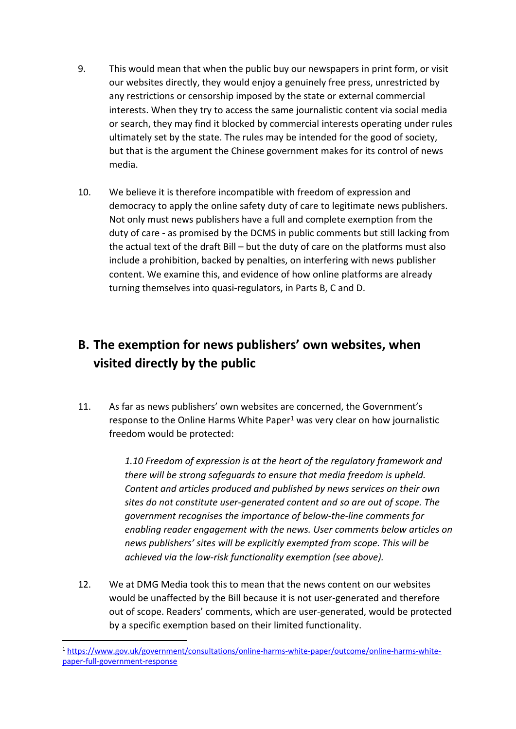9. This would mean that when the public buy our newspapers in print form, or visit our websites directly, they would enjoy a genuinely free press, unrestricted by any restrictions or censorship imposed by the state or external commercial interests. When they try to access the same journalistic content via social media or search, they may find it blocked by commercial interests operating under rules ultimately set by the state. The rules may be intended for the good of society, but that is the argument the Chinese government makes for its control of news media.

10. We believe it is therefore incompatible with freedom of expression and democracy to apply the online safety duty of care to legitimate news publishers. Not only must news publishers have a full and complete exemption from the duty of care - as promised by the DCMS in public comments but still lacking from the actual text of the draft Bill – but the duty of care on the platforms must also include a prohibition, backed by penalties, on interfering with news publisher content. We examine this, and evidence of how online platforms are already turning themselves into quasi-regulators, in Parts B, C and D.

## B. The exemption for news publishers' own websites, when visited directly by the public

11. As far as news publishers' own websites are concerned, the Government's response to the Online Harms White Paper[1] was very clear on how journalistic freedom would be protected:

> *1.10 Freedom of expression is at the heart of the regulatory framework and there will be strong safeguards to ensure that media freedom is upheld. Content and articles produced and published by news services on their own sites do not constitute user-generated content and so are out of scope. The government recognises the importance of below-the-line comments for enabling reader engagement with the news. User comments below articles on news publishers' sites will be explicitly exempted from scope. This will be achieved via the low-risk functionality exemption (see above).*

12. We at DMG Media took this to mean that the news content on our websites would be unaffected by the Bill because it is not user-generated and therefore out of scope. Readers' comments, which are user-generated, would be protected by a specific exemption based on their limited functionality.

[1] https://www.gov.uk/government/consultations/online-harms-white-paper/outcome/online-harms-white-paper-full-government-response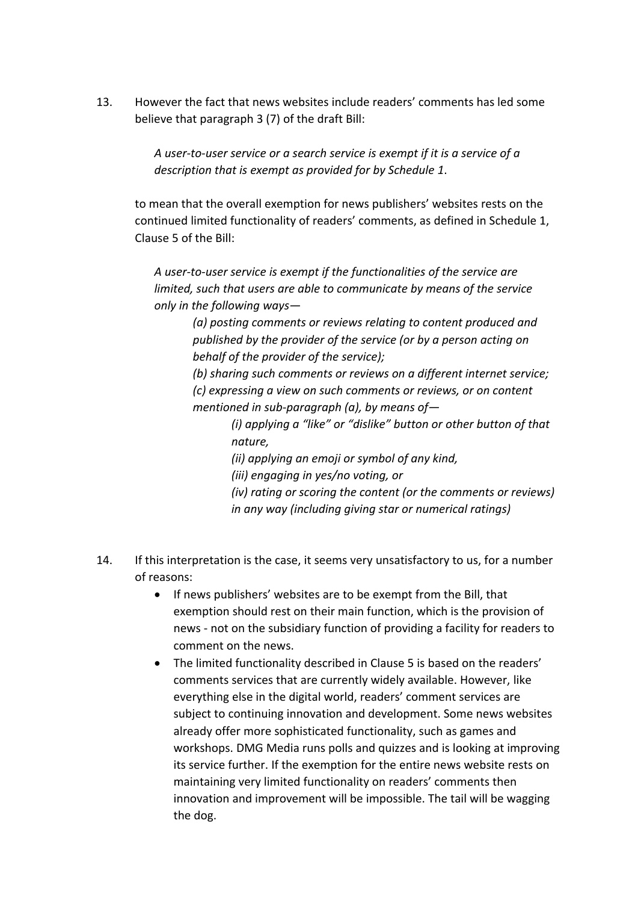13. However the fact that news websites include readers' comments has led some believe that paragraph 3 (7) of the draft Bill:

    *A user-to-user service or a search service is exempt if it is a service of a description that is exempt as provided for by Schedule 1.*

    to mean that the overall exemption for news publishers' websites rests on the continued limited functionality of readers' comments, as defined in Schedule 1, Clause 5 of the Bill:

    *A user-to-user service is exempt if the functionalities of the service are limited, such that users are able to communicate by means of the service only in the following ways—*

    > *(a) posting comments or reviews relating to content produced and published by the provider of the service (or by a person acting on behalf of the provider of the service);*
    >
    > *(b) sharing such comments or reviews on a different internet service;*
    >
    > *(c) expressing a view on such comments or reviews, or on content mentioned in sub-paragraph (a), by means of—*
    >
    > > *(i) applying a "like" or "dislike" button or other button of that nature,*
    > >
    > > *(ii) applying an emoji or symbol of any kind,*
    > >
    > > *(iii) engaging in yes/no voting, or*
    > >
    > > *(iv) rating or scoring the content (or the comments or reviews) in any way (including giving star or numerical ratings)*

14. If this interpretation is the case, it seems very unsatisfactory to us, for a number of reasons:
    - If news publishers' websites are to be exempt from the Bill, that exemption should rest on their main function, which is the provision of news - not on the subsidiary function of providing a facility for readers to comment on the news.
    - The limited functionality described in Clause 5 is based on the readers' comments services that are currently widely available. However, like everything else in the digital world, readers' comment services are subject to continuing innovation and development. Some news websites already offer more sophisticated functionality, such as games and workshops. DMG Media runs polls and quizzes and is looking at improving its service further. If the exemption for the entire news website rests on maintaining very limited functionality on readers' comments then innovation and improvement will be impossible. The tail will be wagging the dog.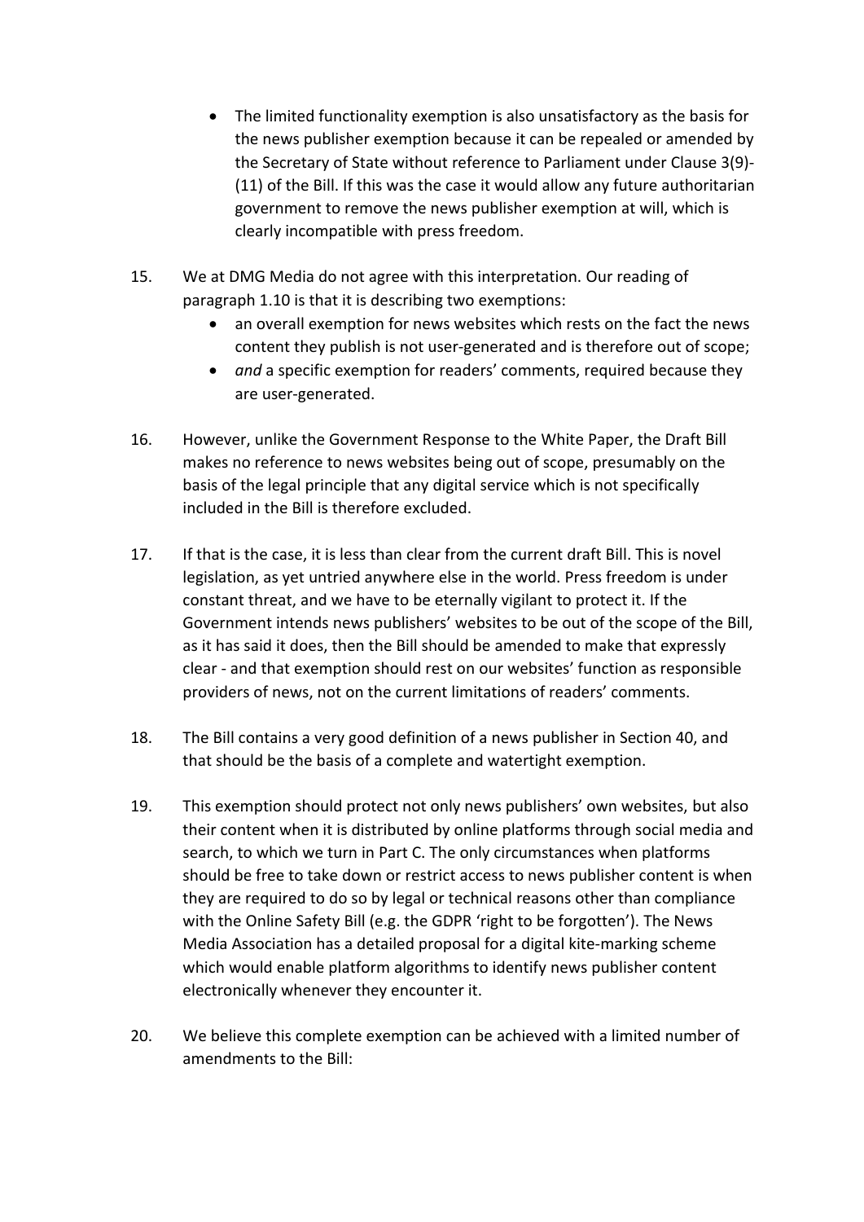- The limited functionality exemption is also unsatisfactory as the basis for the news publisher exemption because it can be repealed or amended by the Secretary of State without reference to Parliament under Clause 3(9)-(11) of the Bill. If this was the case it would allow any future authoritarian government to remove the news publisher exemption at will, which is clearly incompatible with press freedom.

15. We at DMG Media do not agree with this interpretation. Our reading of paragraph 1.10 is that it is describing two exemptions:
    - an overall exemption for news websites which rests on the fact the news content they publish is not user-generated and is therefore out of scope;
    - *and* a specific exemption for readers' comments, required because they are user-generated.

16. However, unlike the Government Response to the White Paper, the Draft Bill makes no reference to news websites being out of scope, presumably on the basis of the legal principle that any digital service which is not specifically included in the Bill is therefore excluded.

17. If that is the case, it is less than clear from the current draft Bill. This is novel legislation, as yet untried anywhere else in the world. Press freedom is under constant threat, and we have to be eternally vigilant to protect it. If the Government intends news publishers' websites to be out of the scope of the Bill, as it has said it does, then the Bill should be amended to make that expressly clear - and that exemption should rest on our websites' function as responsible providers of news, not on the current limitations of readers' comments.

18. The Bill contains a very good definition of a news publisher in Section 40, and that should be the basis of a complete and watertight exemption.

19. This exemption should protect not only news publishers' own websites, but also their content when it is distributed by online platforms through social media and search, to which we turn in Part C. The only circumstances when platforms should be free to take down or restrict access to news publisher content is when they are required to do so by legal or technical reasons other than compliance with the Online Safety Bill (e.g. the GDPR 'right to be forgotten'). The News Media Association has a detailed proposal for a digital kite-marking scheme which would enable platform algorithms to identify news publisher content electronically whenever they encounter it.

20. We believe this complete exemption can be achieved with a limited number of amendments to the Bill: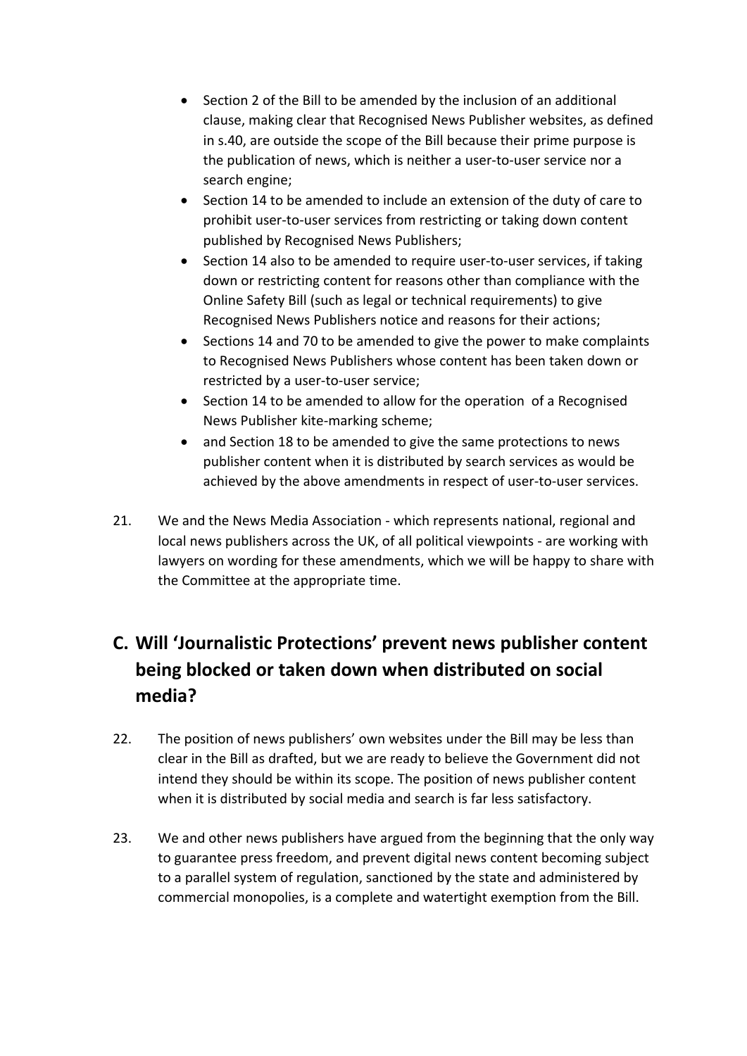- Section 2 of the Bill to be amended by the inclusion of an additional clause, making clear that Recognised News Publisher websites, as defined in s.40, are outside the scope of the Bill because their prime purpose is the publication of news, which is neither a user-to-user service nor a search engine;
- Section 14 to be amended to include an extension of the duty of care to prohibit user-to-user services from restricting or taking down content published by Recognised News Publishers;
- Section 14 also to be amended to require user-to-user services, if taking down or restricting content for reasons other than compliance with the Online Safety Bill (such as legal or technical requirements) to give Recognised News Publishers notice and reasons for their actions;
- Sections 14 and 70 to be amended to give the power to make complaints to Recognised News Publishers whose content has been taken down or restricted by a user-to-user service;
- Section 14 to be amended to allow for the operation of a Recognised News Publisher kite-marking scheme;
- and Section 18 to be amended to give the same protections to news publisher content when it is distributed by search services as would be achieved by the above amendments in respect of user-to-user services.

21. We and the News Media Association - which represents national, regional and local news publishers across the UK, of all political viewpoints - are working with lawyers on wording for these amendments, which we will be happy to share with the Committee at the appropriate time.

## C. Will 'Journalistic Protections' prevent news publisher content being blocked or taken down when distributed on social media?

22. The position of news publishers' own websites under the Bill may be less than clear in the Bill as drafted, but we are ready to believe the Government did not intend they should be within its scope. The position of news publisher content when it is distributed by social media and search is far less satisfactory.

23. We and other news publishers have argued from the beginning that the only way to guarantee press freedom, and prevent digital news content becoming subject to a parallel system of regulation, sanctioned by the state and administered by commercial monopolies, is a complete and watertight exemption from the Bill.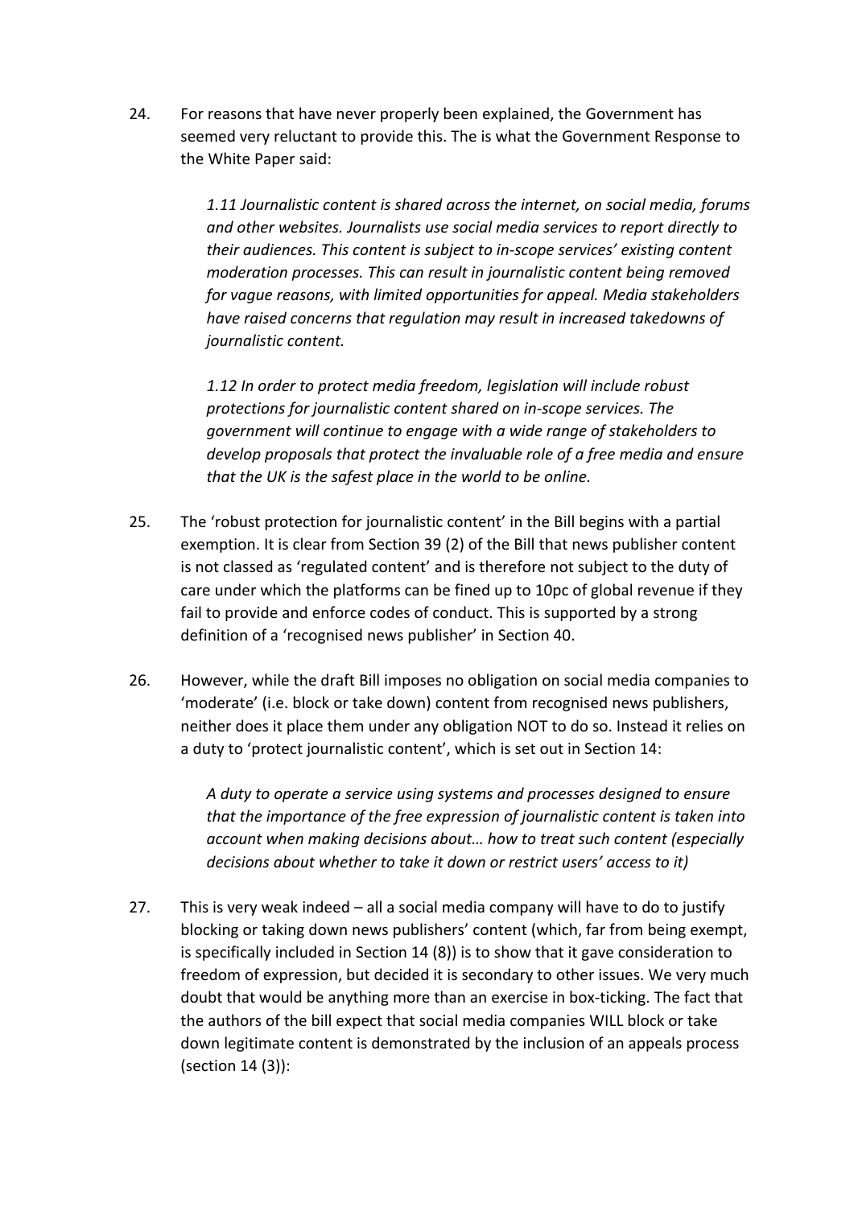24. For reasons that have never properly been explained, the Government has seemed very reluctant to provide this. The is what the Government Response to the White Paper said:

> *1.11 Journalistic content is shared across the internet, on social media, forums and other websites. Journalists use social media services to report directly to their audiences. This content is subject to in-scope services' existing content moderation processes. This can result in journalistic content being removed for vague reasons, with limited opportunities for appeal. Media stakeholders have raised concerns that regulation may result in increased takedowns of journalistic content.*
>
> *1.12 In order to protect media freedom, legislation will include robust protections for journalistic content shared on in-scope services. The government will continue to engage with a wide range of stakeholders to develop proposals that protect the invaluable role of a free media and ensure that the UK is the safest place in the world to be online.*

25. The 'robust protection for journalistic content' in the Bill begins with a partial exemption. It is clear from Section 39 (2) of the Bill that news publisher content is not classed as 'regulated content' and is therefore not subject to the duty of care under which the platforms can be fined up to 10pc of global revenue if they fail to provide and enforce codes of conduct. This is supported by a strong definition of a 'recognised news publisher' in Section 40.

26. However, while the draft Bill imposes no obligation on social media companies to 'moderate' (i.e. block or take down) content from recognised news publishers, neither does it place them under any obligation NOT to do so. Instead it relies on a duty to 'protect journalistic content', which is set out in Section 14:

> *A duty to operate a service using systems and processes designed to ensure that the importance of the free expression of journalistic content is taken into account when making decisions about… how to treat such content (especially decisions about whether to take it down or restrict users' access to it)*

27. This is very weak indeed – all a social media company will have to do to justify blocking or taking down news publishers' content (which, far from being exempt, is specifically included in Section 14 (8)) is to show that it gave consideration to freedom of expression, but decided it is secondary to other issues. We very much doubt that would be anything more than an exercise in box-ticking. The fact that the authors of the bill expect that social media companies WILL block or take down legitimate content is demonstrated by the inclusion of an appeals process (section 14 (3)):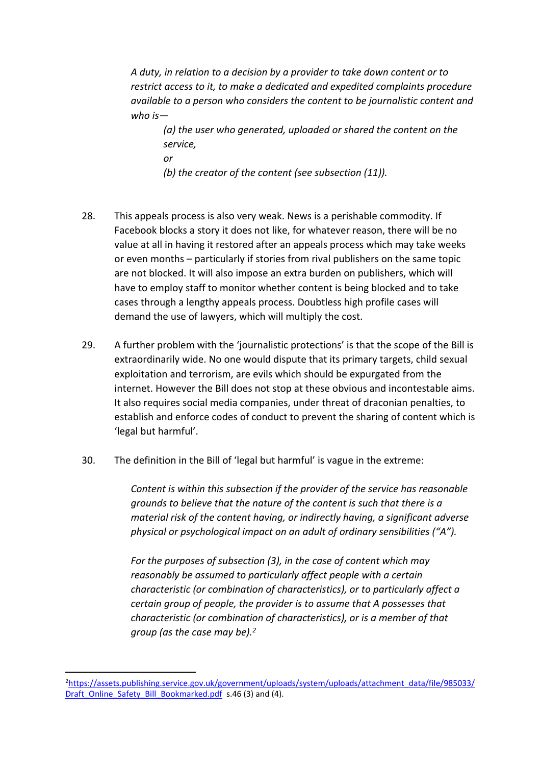> *A duty, in relation to a decision by a provider to take down content or to restrict access to it, to make a dedicated and expedited complaints procedure available to a person who considers the content to be journalistic content and who is—*
>
> > *(a) the user who generated, uploaded or shared the content on the service,*
> >
> > *or*
> >
> > *(b) the creator of the content (see subsection (11)).*

28. This appeals process is also very weak. News is a perishable commodity. If Facebook blocks a story it does not like, for whatever reason, there will be no value at all in having it restored after an appeals process which may take weeks or even months – particularly if stories from rival publishers on the same topic are not blocked. It will also impose an extra burden on publishers, which will have to employ staff to monitor whether content is being blocked and to take cases through a lengthy appeals process. Doubtless high profile cases will demand the use of lawyers, which will multiply the cost.

29. A further problem with the 'journalistic protections' is that the scope of the Bill is extraordinarily wide. No one would dispute that its primary targets, child sexual exploitation and terrorism, are evils which should be expurgated from the internet. However the Bill does not stop at these obvious and incontestable aims. It also requires social media companies, under threat of draconian penalties, to establish and enforce codes of conduct to prevent the sharing of content which is 'legal but harmful'.

30. The definition in the Bill of 'legal but harmful' is vague in the extreme:

> *Content is within this subsection if the provider of the service has reasonable grounds to believe that the nature of the content is such that there is a material risk of the content having, or indirectly having, a significant adverse physical or psychological impact on an adult of ordinary sensibilities ("A").*
>
> *For the purposes of subsection (3), in the case of content which may reasonably be assumed to particularly affect people with a certain characteristic (or combination of characteristics), or to particularly affect a certain group of people, the provider is to assume that A possesses that characteristic (or combination of characteristics), or is a member of that group (as the case may be).*[2]

[2] https://assets.publishing.service.gov.uk/government/uploads/system/uploads/attachment_data/file/985033/Draft_Online_Safety_Bill_Bookmarked.pdf s.46 (3) and (4).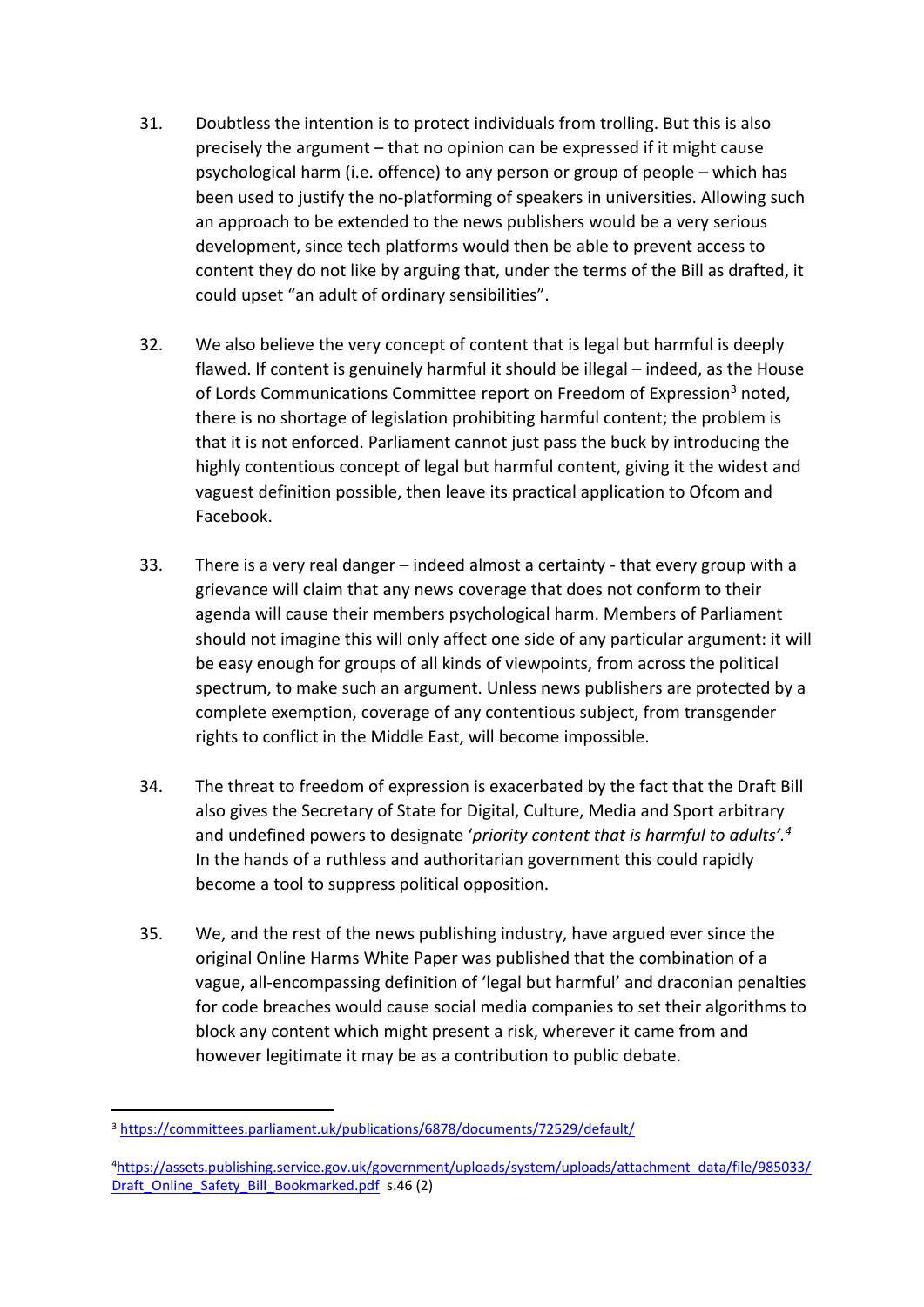31. Doubtless the intention is to protect individuals from trolling. But this is also precisely the argument – that no opinion can be expressed if it might cause psychological harm (i.e. offence) to any person or group of people – which has been used to justify the no-platforming of speakers in universities. Allowing such an approach to be extended to the news publishers would be a very serious development, since tech platforms would then be able to prevent access to content they do not like by arguing that, under the terms of the Bill as drafted, it could upset "an adult of ordinary sensibilities".

32. We also believe the very concept of content that is legal but harmful is deeply flawed. If content is genuinely harmful it should be illegal – indeed, as the House of Lords Communications Committee report on Freedom of Expression[3] noted, there is no shortage of legislation prohibiting harmful content; the problem is that it is not enforced. Parliament cannot just pass the buck by introducing the highly contentious concept of legal but harmful content, giving it the widest and vaguest definition possible, then leave its practical application to Ofcom and Facebook.

33. There is a very real danger – indeed almost a certainty - that every group with a grievance will claim that any news coverage that does not conform to their agenda will cause their members psychological harm. Members of Parliament should not imagine this will only affect one side of any particular argument: it will be easy enough for groups of all kinds of viewpoints, from across the political spectrum, to make such an argument. Unless news publishers are protected by a complete exemption, coverage of any contentious subject, from transgender rights to conflict in the Middle East, will become impossible.

34. The threat to freedom of expression is exacerbated by the fact that the Draft Bill also gives the Secretary of State for Digital, Culture, Media and Sport arbitrary and undefined powers to designate '*priority content that is harmful to adults'.*[4] In the hands of a ruthless and authoritarian government this could rapidly become a tool to suppress political opposition.

35. We, and the rest of the news publishing industry, have argued ever since the original Online Harms White Paper was published that the combination of a vague, all-encompassing definition of 'legal but harmful' and draconian penalties for code breaches would cause social media companies to set their algorithms to block any content which might present a risk, wherever it came from and however legitimate it may be as a contribution to public debate.

---

[3] https://committees.parliament.uk/publications/6878/documents/72529/default/

[4] https://assets.publishing.service.gov.uk/government/uploads/system/uploads/attachment_data/file/985033/Draft_Online_Safety_Bill_Bookmarked.pdf s.46 (2)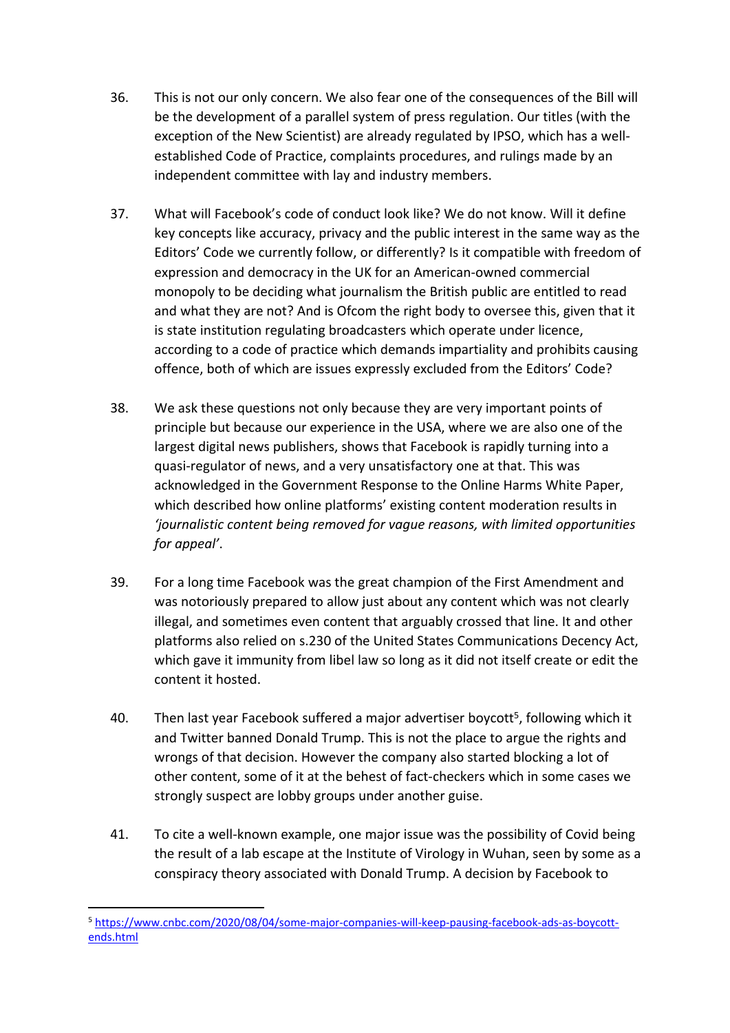36. This is not our only concern. We also fear one of the consequences of the Bill will be the development of a parallel system of press regulation. Our titles (with the exception of the New Scientist) are already regulated by IPSO, which has a well-established Code of Practice, complaints procedures, and rulings made by an independent committee with lay and industry members.

37. What will Facebook's code of conduct look like? We do not know. Will it define key concepts like accuracy, privacy and the public interest in the same way as the Editors' Code we currently follow, or differently? Is it compatible with freedom of expression and democracy in the UK for an American-owned commercial monopoly to be deciding what journalism the British public are entitled to read and what they are not? And is Ofcom the right body to oversee this, given that it is state institution regulating broadcasters which operate under licence, according to a code of practice which demands impartiality and prohibits causing offence, both of which are issues expressly excluded from the Editors' Code?

38. We ask these questions not only because they are very important points of principle but because our experience in the USA, where we are also one of the largest digital news publishers, shows that Facebook is rapidly turning into a quasi-regulator of news, and a very unsatisfactory one at that. This was acknowledged in the Government Response to the Online Harms White Paper, which described how online platforms' existing content moderation results in *'journalistic content being removed for vague reasons, with limited opportunities for appeal'*.

39. For a long time Facebook was the great champion of the First Amendment and was notoriously prepared to allow just about any content which was not clearly illegal, and sometimes even content that arguably crossed that line. It and other platforms also relied on s.230 of the United States Communications Decency Act, which gave it immunity from libel law so long as it did not itself create or edit the content it hosted.

40. Then last year Facebook suffered a major advertiser boycott[5], following which it and Twitter banned Donald Trump. This is not the place to argue the rights and wrongs of that decision. However the company also started blocking a lot of other content, some of it at the behest of fact-checkers which in some cases we strongly suspect are lobby groups under another guise.

41. To cite a well-known example, one major issue was the possibility of Covid being the result of a lab escape at the Institute of Virology in Wuhan, seen by some as a conspiracy theory associated with Donald Trump. A decision by Facebook to

---

[5] https://www.cnbc.com/2020/08/04/some-major-companies-will-keep-pausing-facebook-ads-as-boycott-ends.html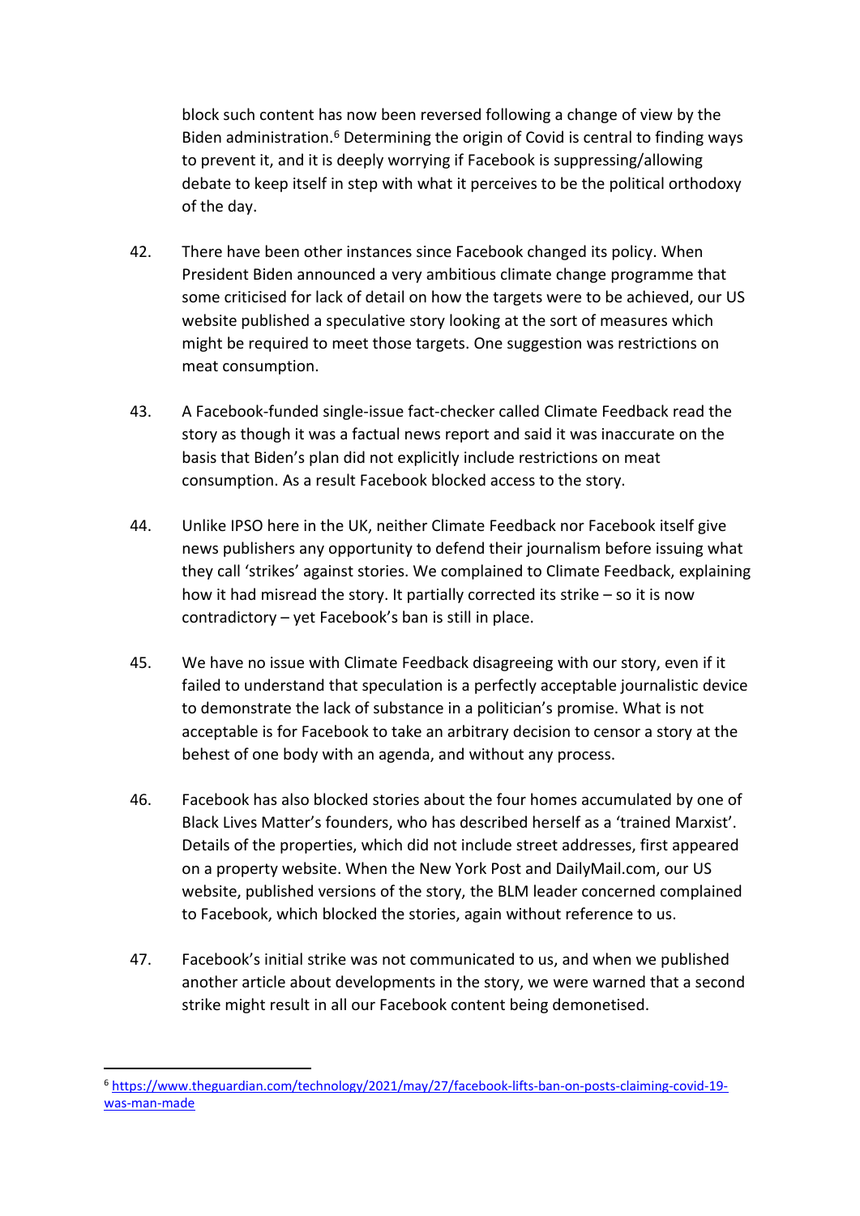block such content has now been reversed following a change of view by the Biden administration.[6] Determining the origin of Covid is central to finding ways to prevent it, and it is deeply worrying if Facebook is suppressing/allowing debate to keep itself in step with what it perceives to be the political orthodoxy of the day.

42. There have been other instances since Facebook changed its policy. When President Biden announced a very ambitious climate change programme that some criticised for lack of detail on how the targets were to be achieved, our US website published a speculative story looking at the sort of measures which might be required to meet those targets. One suggestion was restrictions on meat consumption.

43. A Facebook-funded single-issue fact-checker called Climate Feedback read the story as though it was a factual news report and said it was inaccurate on the basis that Biden's plan did not explicitly include restrictions on meat consumption. As a result Facebook blocked access to the story.

44. Unlike IPSO here in the UK, neither Climate Feedback nor Facebook itself give news publishers any opportunity to defend their journalism before issuing what they call 'strikes' against stories. We complained to Climate Feedback, explaining how it had misread the story. It partially corrected its strike – so it is now contradictory – yet Facebook's ban is still in place.

45. We have no issue with Climate Feedback disagreeing with our story, even if it failed to understand that speculation is a perfectly acceptable journalistic device to demonstrate the lack of substance in a politician's promise. What is not acceptable is for Facebook to take an arbitrary decision to censor a story at the behest of one body with an agenda, and without any process.

46. Facebook has also blocked stories about the four homes accumulated by one of Black Lives Matter's founders, who has described herself as a 'trained Marxist'. Details of the properties, which did not include street addresses, first appeared on a property website. When the New York Post and DailyMail.com, our US website, published versions of the story, the BLM leader concerned complained to Facebook, which blocked the stories, again without reference to us.

47. Facebook's initial strike was not communicated to us, and when we published another article about developments in the story, we were warned that a second strike might result in all our Facebook content being demonetised.

---

[6] https://www.theguardian.com/technology/2021/may/27/facebook-lifts-ban-on-posts-claiming-covid-19-was-man-made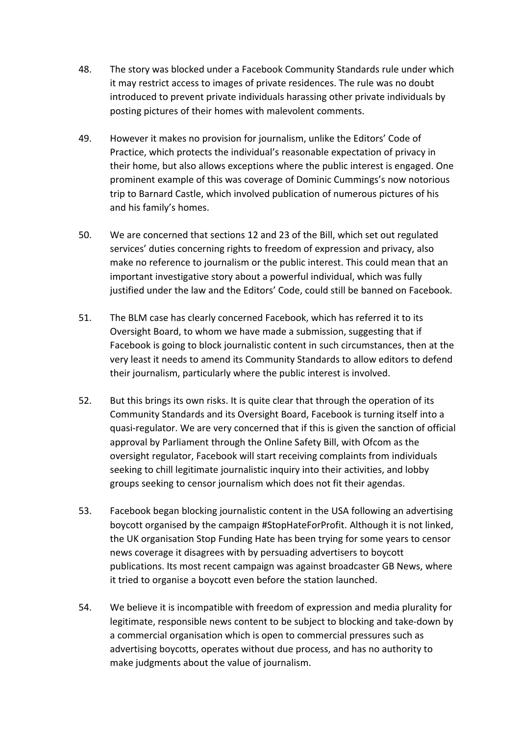48. The story was blocked under a Facebook Community Standards rule under which it may restrict access to images of private residences. The rule was no doubt introduced to prevent private individuals harassing other private individuals by posting pictures of their homes with malevolent comments.

49. However it makes no provision for journalism, unlike the Editors' Code of Practice, which protects the individual's reasonable expectation of privacy in their home, but also allows exceptions where the public interest is engaged. One prominent example of this was coverage of Dominic Cummings's now notorious trip to Barnard Castle, which involved publication of numerous pictures of his and his family's homes.

50. We are concerned that sections 12 and 23 of the Bill, which set out regulated services' duties concerning rights to freedom of expression and privacy, also make no reference to journalism or the public interest. This could mean that an important investigative story about a powerful individual, which was fully justified under the law and the Editors' Code, could still be banned on Facebook.

51. The BLM case has clearly concerned Facebook, which has referred it to its Oversight Board, to whom we have made a submission, suggesting that if Facebook is going to block journalistic content in such circumstances, then at the very least it needs to amend its Community Standards to allow editors to defend their journalism, particularly where the public interest is involved.

52. But this brings its own risks. It is quite clear that through the operation of its Community Standards and its Oversight Board, Facebook is turning itself into a quasi-regulator. We are very concerned that if this is given the sanction of official approval by Parliament through the Online Safety Bill, with Ofcom as the oversight regulator, Facebook will start receiving complaints from individuals seeking to chill legitimate journalistic inquiry into their activities, and lobby groups seeking to censor journalism which does not fit their agendas.

53. Facebook began blocking journalistic content in the USA following an advertising boycott organised by the campaign #StopHateForProfit. Although it is not linked, the UK organisation Stop Funding Hate has been trying for some years to censor news coverage it disagrees with by persuading advertisers to boycott publications. Its most recent campaign was against broadcaster GB News, where it tried to organise a boycott even before the station launched.

54. We believe it is incompatible with freedom of expression and media plurality for legitimate, responsible news content to be subject to blocking and take-down by a commercial organisation which is open to commercial pressures such as advertising boycotts, operates without due process, and has no authority to make judgments about the value of journalism.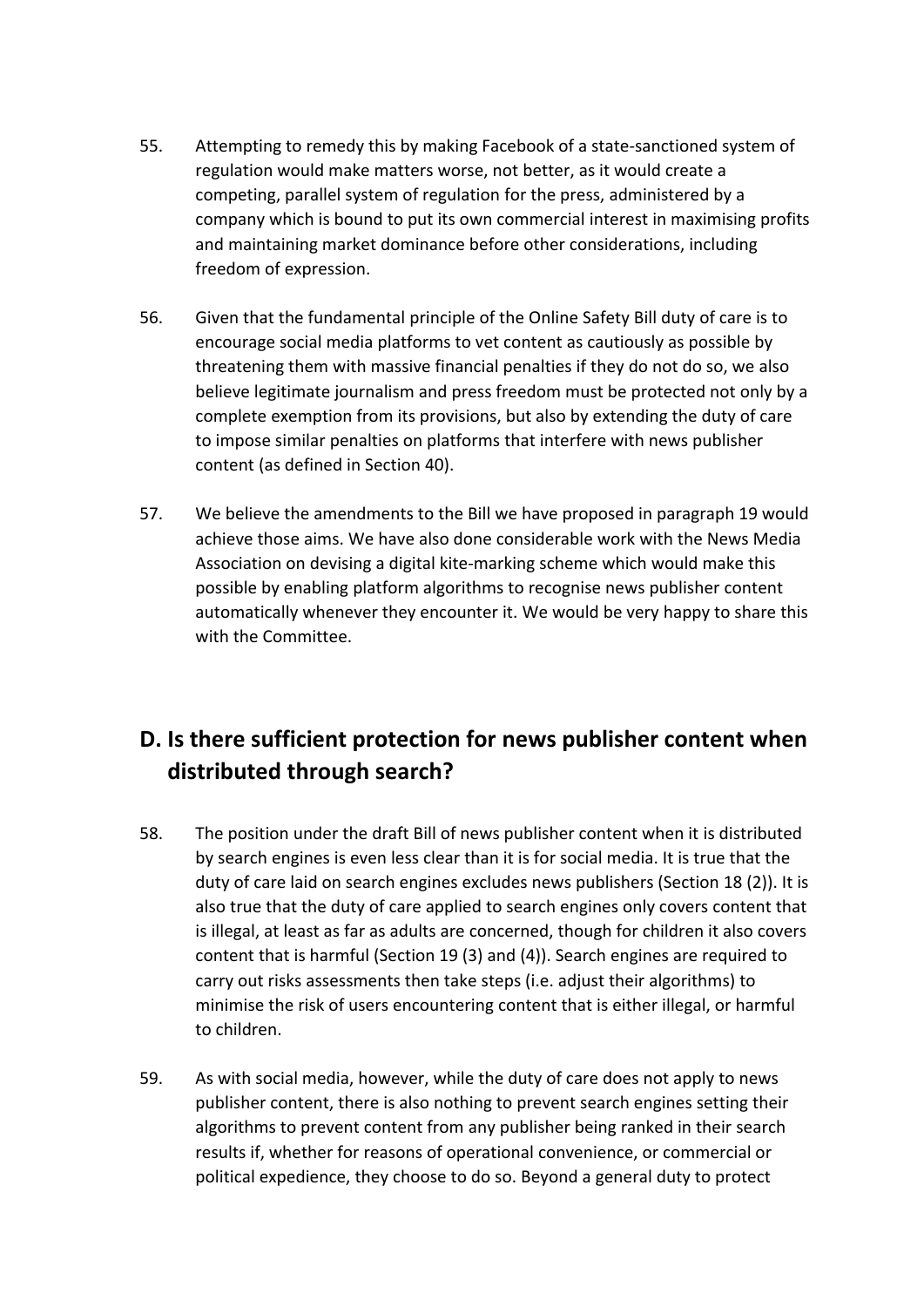55. Attempting to remedy this by making Facebook of a state-sanctioned system of regulation would make matters worse, not better, as it would create a competing, parallel system of regulation for the press, administered by a company which is bound to put its own commercial interest in maximising profits and maintaining market dominance before other considerations, including freedom of expression.

56. Given that the fundamental principle of the Online Safety Bill duty of care is to encourage social media platforms to vet content as cautiously as possible by threatening them with massive financial penalties if they do not do so, we also believe legitimate journalism and press freedom must be protected not only by a complete exemption from its provisions, but also by extending the duty of care to impose similar penalties on platforms that interfere with news publisher content (as defined in Section 40).

57. We believe the amendments to the Bill we have proposed in paragraph 19 would achieve those aims. We have also done considerable work with the News Media Association on devising a digital kite-marking scheme which would make this possible by enabling platform algorithms to recognise news publisher content automatically whenever they encounter it. We would be very happy to share this with the Committee.

## D. Is there sufficient protection for news publisher content when distributed through search?

58. The position under the draft Bill of news publisher content when it is distributed by search engines is even less clear than it is for social media. It is true that the duty of care laid on search engines excludes news publishers (Section 18 (2)). It is also true that the duty of care applied to search engines only covers content that is illegal, at least as far as adults are concerned, though for children it also covers content that is harmful (Section 19 (3) and (4)). Search engines are required to carry out risks assessments then take steps (i.e. adjust their algorithms) to minimise the risk of users encountering content that is either illegal, or harmful to children.

59. As with social media, however, while the duty of care does not apply to news publisher content, there is also nothing to prevent search engines setting their algorithms to prevent content from any publisher being ranked in their search results if, whether for reasons of operational convenience, or commercial or political expedience, they choose to do so. Beyond a general duty to protect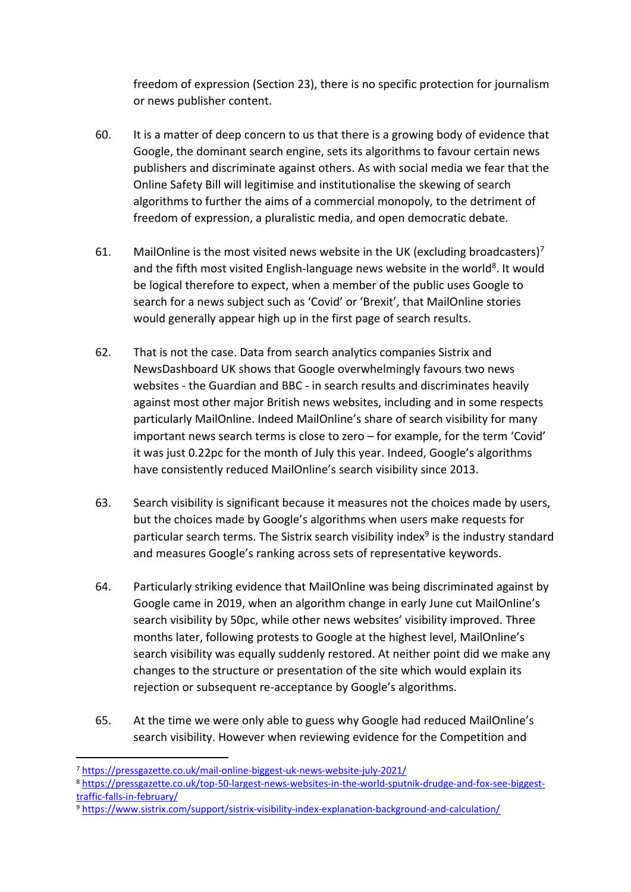freedom of expression (Section 23), there is no specific protection for journalism or news publisher content.

60. It is a matter of deep concern to us that there is a growing body of evidence that Google, the dominant search engine, sets its algorithms to favour certain news publishers and discriminate against others. As with social media we fear that the Online Safety Bill will legitimise and institutionalise the skewing of search algorithms to further the aims of a commercial monopoly, to the detriment of freedom of expression, a pluralistic media, and open democratic debate.

61. MailOnline is the most visited news website in the UK (excluding broadcasters)[7] and the fifth most visited English-language news website in the world[8]. It would be logical therefore to expect, when a member of the public uses Google to search for a news subject such as 'Covid' or 'Brexit', that MailOnline stories would generally appear high up in the first page of search results.

62. That is not the case. Data from search analytics companies Sistrix and NewsDashboard UK shows that Google overwhelmingly favours two news websites - the Guardian and BBC - in search results and discriminates heavily against most other major British news websites, including and in some respects particularly MailOnline. Indeed MailOnline's share of search visibility for many important news search terms is close to zero – for example, for the term 'Covid' it was just 0.22pc for the month of July this year. Indeed, Google's algorithms have consistently reduced MailOnline's search visibility since 2013.

63. Search visibility is significant because it measures not the choices made by users, but the choices made by Google's algorithms when users make requests for particular search terms. The Sistrix search visibility index[9] is the industry standard and measures Google's ranking across sets of representative keywords.

64. Particularly striking evidence that MailOnline was being discriminated against by Google came in 2019, when an algorithm change in early June cut MailOnline's search visibility by 50pc, while other news websites' visibility improved. Three months later, following protests to Google at the highest level, MailOnline's search visibility was equally suddenly restored. At neither point did we make any changes to the structure or presentation of the site which would explain its rejection or subsequent re-acceptance by Google's algorithms.

65. At the time we were only able to guess why Google had reduced MailOnline's search visibility. However when reviewing evidence for the Competition and

---

[7] https://pressgazette.co.uk/mail-online-biggest-uk-news-website-july-2021/

[8] https://pressgazette.co.uk/top-50-largest-news-websites-in-the-world-sputnik-drudge-and-fox-see-biggest-traffic-falls-in-february/

[9] https://www.sistrix.com/support/sistrix-visibility-index-explanation-background-and-calculation/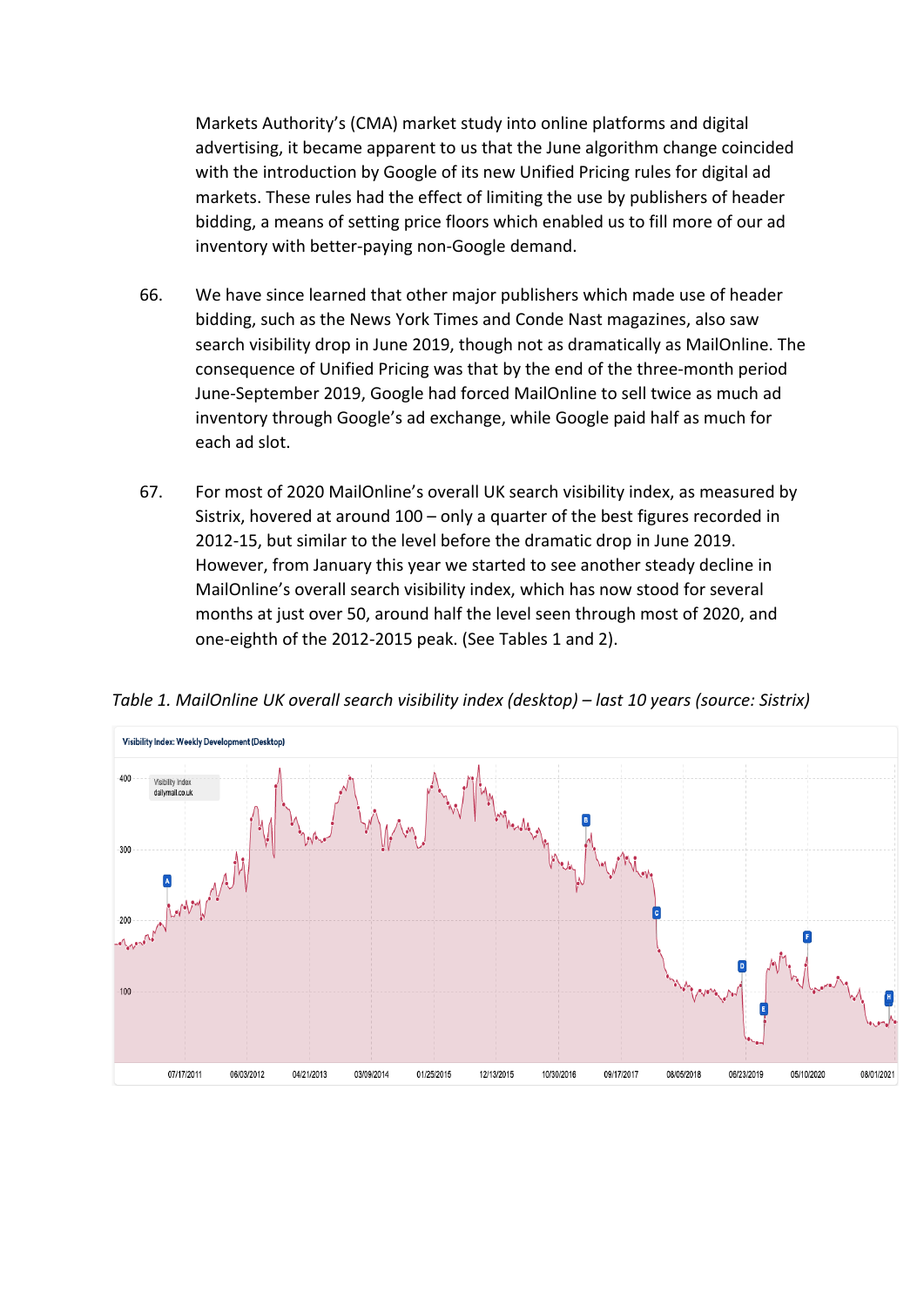Markets Authority's (CMA) market study into online platforms and digital advertising, it became apparent to us that the June algorithm change coincided with the introduction by Google of its new Unified Pricing rules for digital ad markets. These rules had the effect of limiting the use by publishers of header bidding, a means of setting price floors which enabled us to fill more of our ad inventory with better-paying non-Google demand.

66. We have since learned that other major publishers which made use of header bidding, such as the News York Times and Conde Nast magazines, also saw search visibility drop in June 2019, though not as dramatically as MailOnline. The consequence of Unified Pricing was that by the end of the three-month period June-September 2019, Google had forced MailOnline to sell twice as much ad inventory through Google's ad exchange, while Google paid half as much for each ad slot.

67. For most of 2020 MailOnline's overall UK search visibility index, as measured by Sistrix, hovered at around 100 – only a quarter of the best figures recorded in 2012-15, but similar to the level before the dramatic drop in June 2019. However, from January this year we started to see another steady decline in MailOnline's overall search visibility index, which has now stood for several months at just over 50, around half the level seen through most of 2020, and one-eighth of the 2012-2015 peak. (See Tables 1 and 2).

*Table 1. MailOnline UK overall search visibility index (desktop) – last 10 years (source: Sistrix)*

Visibility Index: Weekly Development (Desktop)

Visibility Index dailymail.co.uk

400, 300, 200, 100

07/17/2011, 06/03/2012, 04/21/2013, 03/09/2014, 01/25/2015, 12/13/2015, 10/30/2016, 09/17/2017, 08/05/2018, 06/23/2019, 05/10/2020, 08/01/2021

A, B, C, D, E, F, H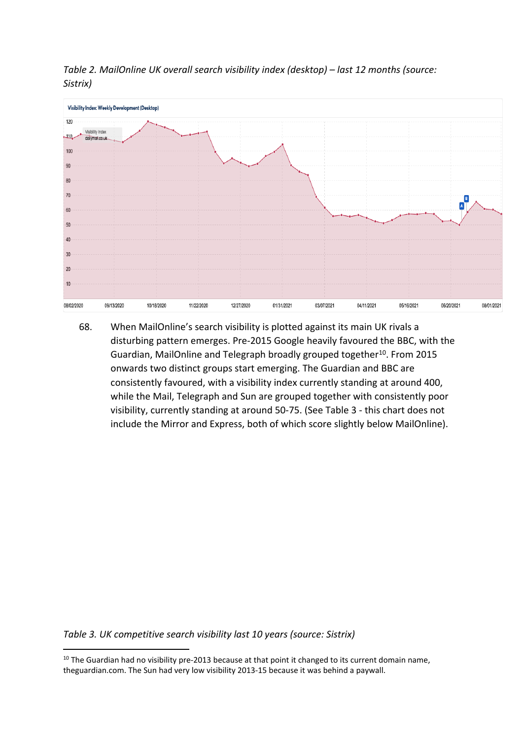*Table 2. MailOnline UK overall search visibility index (desktop) – last 12 months (source: Sistrix)*

68. When MailOnline's search visibility is plotted against its main UK rivals a disturbing pattern emerges. Pre-2015 Google heavily favoured the BBC, with the Guardian, MailOnline and Telegraph broadly grouped together[10]. From 2015 onwards two distinct groups start emerging. The Guardian and BBC are consistently favoured, with a visibility index currently standing at around 400, while the Mail, Telegraph and Sun are grouped together with consistently poor visibility, currently standing at around 50-75. (See Table 3 - this chart does not include the Mirror and Express, both of which score slightly below MailOnline).

*Table 3. UK competitive search visibility last 10 years (source: Sistrix)*

[10] The Guardian had no visibility pre-2013 because at that point it changed to its current domain name, theguardian.com. The Sun had very low visibility 2013-15 because it was behind a paywall.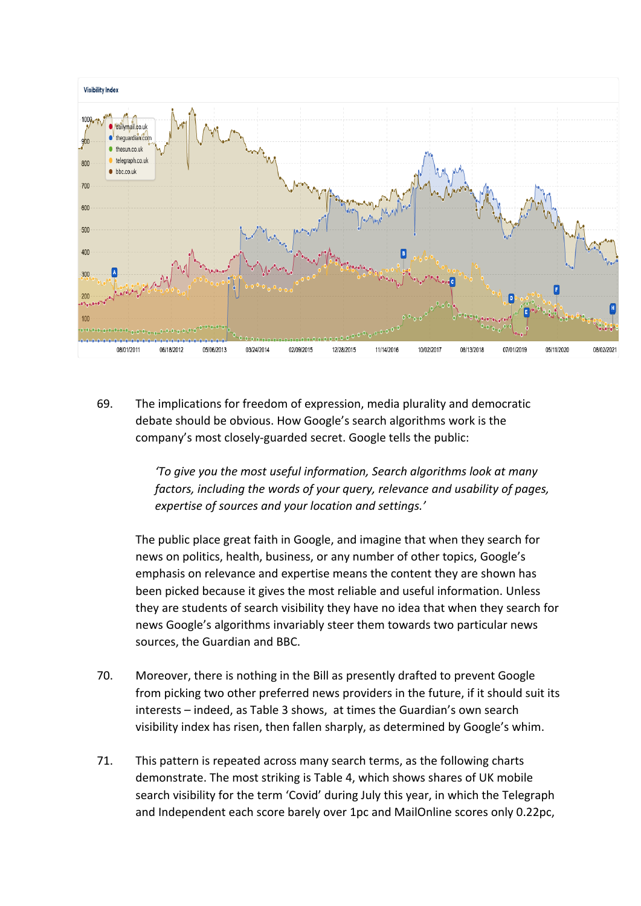69. The implications for freedom of expression, media plurality and democratic debate should be obvious. How Google's search algorithms work is the company's most closely-guarded secret. Google tells the public:

> *'To give you the most useful information, Search algorithms look at many factors, including the words of your query, relevance and usability of pages, expertise of sources and your location and settings.'*

The public place great faith in Google, and imagine that when they search for news on politics, health, business, or any number of other topics, Google's emphasis on relevance and expertise means the content they are shown has been picked because it gives the most reliable and useful information. Unless they are students of search visibility they have no idea that when they search for news Google's algorithms invariably steer them towards two particular news sources, the Guardian and BBC.

70. Moreover, there is nothing in the Bill as presently drafted to prevent Google from picking two other preferred news providers in the future, if it should suit its interests – indeed, as Table 3 shows, at times the Guardian's own search visibility index has risen, then fallen sharply, as determined by Google's whim.

71. This pattern is repeated across many search terms, as the following charts demonstrate. The most striking is Table 4, which shows shares of UK mobile search visibility for the term 'Covid' during July this year, in which the Telegraph and Independent each score barely over 1pc and MailOnline scores only 0.22pc,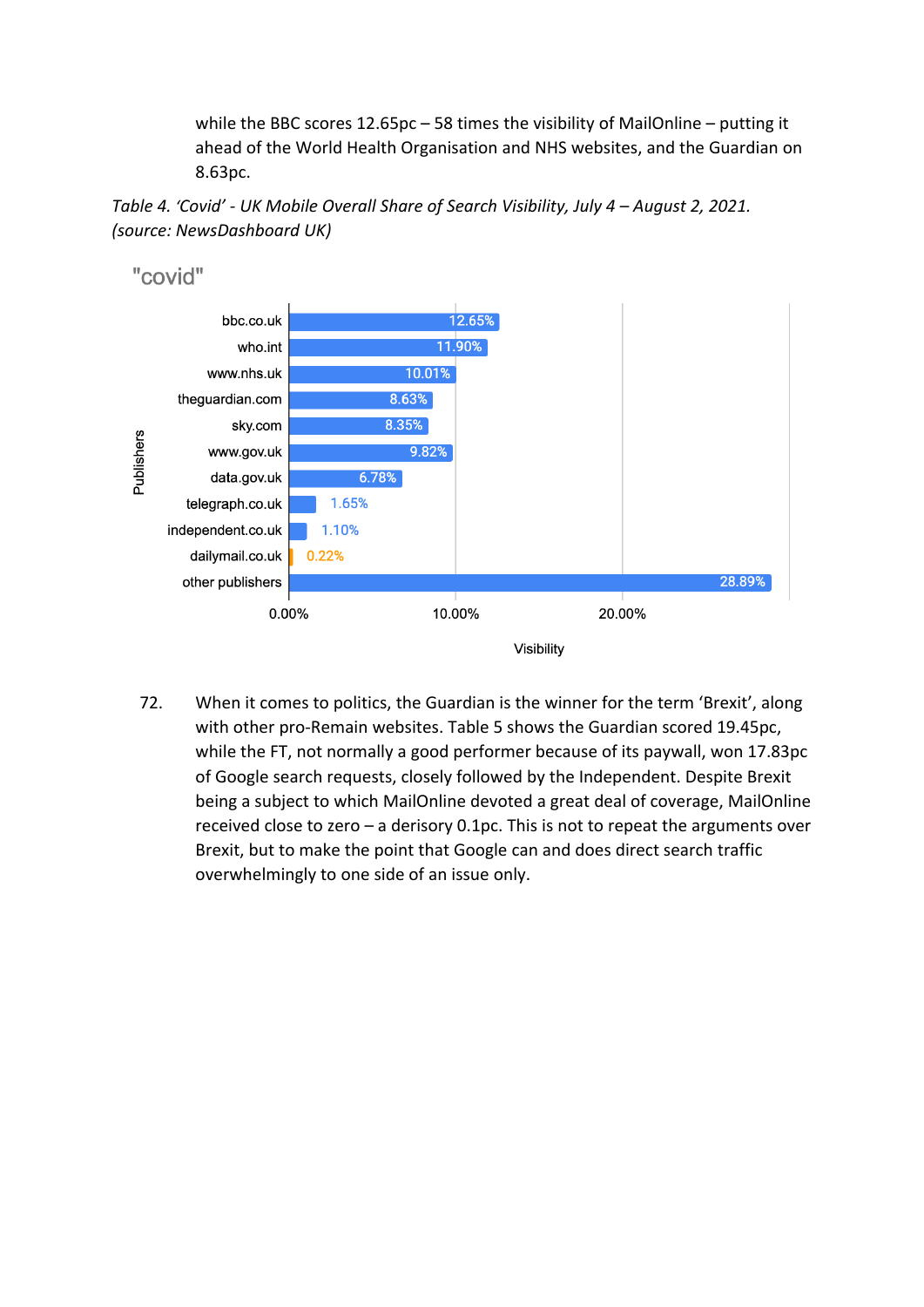while the BBC scores 12.65pc – 58 times the visibility of MailOnline – putting it ahead of the World Health Organisation and NHS websites, and the Guardian on 8.63pc.

*Table 4. 'Covid' - UK Mobile Overall Share of Search Visibility, July 4 – August 2, 2021. (source: NewsDashboard UK)*

"covid"

| Publishers | Visibility |
|---|---|
| bbc.co.uk | 12.65% |
| who.int | 11.90% |
| www.nhs.uk | 10.01% |
| theguardian.com | 8.63% |
| sky.com | 8.35% |
| www.gov.uk | 9.82% |
| data.gov.uk | 6.78% |
| telegraph.co.uk | 1.65% |
| independent.co.uk | 1.10% |
| dailymail.co.uk | 0.22% |
| other publishers | 28.89% |

72. When it comes to politics, the Guardian is the winner for the term 'Brexit', along with other pro-Remain websites. Table 5 shows the Guardian scored 19.45pc, while the FT, not normally a good performer because of its paywall, won 17.83pc of Google search requests, closely followed by the Independent. Despite Brexit being a subject to which MailOnline devoted a great deal of coverage, MailOnline received close to zero – a derisory 0.1pc. This is not to repeat the arguments over Brexit, but to make the point that Google can and does direct search traffic overwhelmingly to one side of an issue only.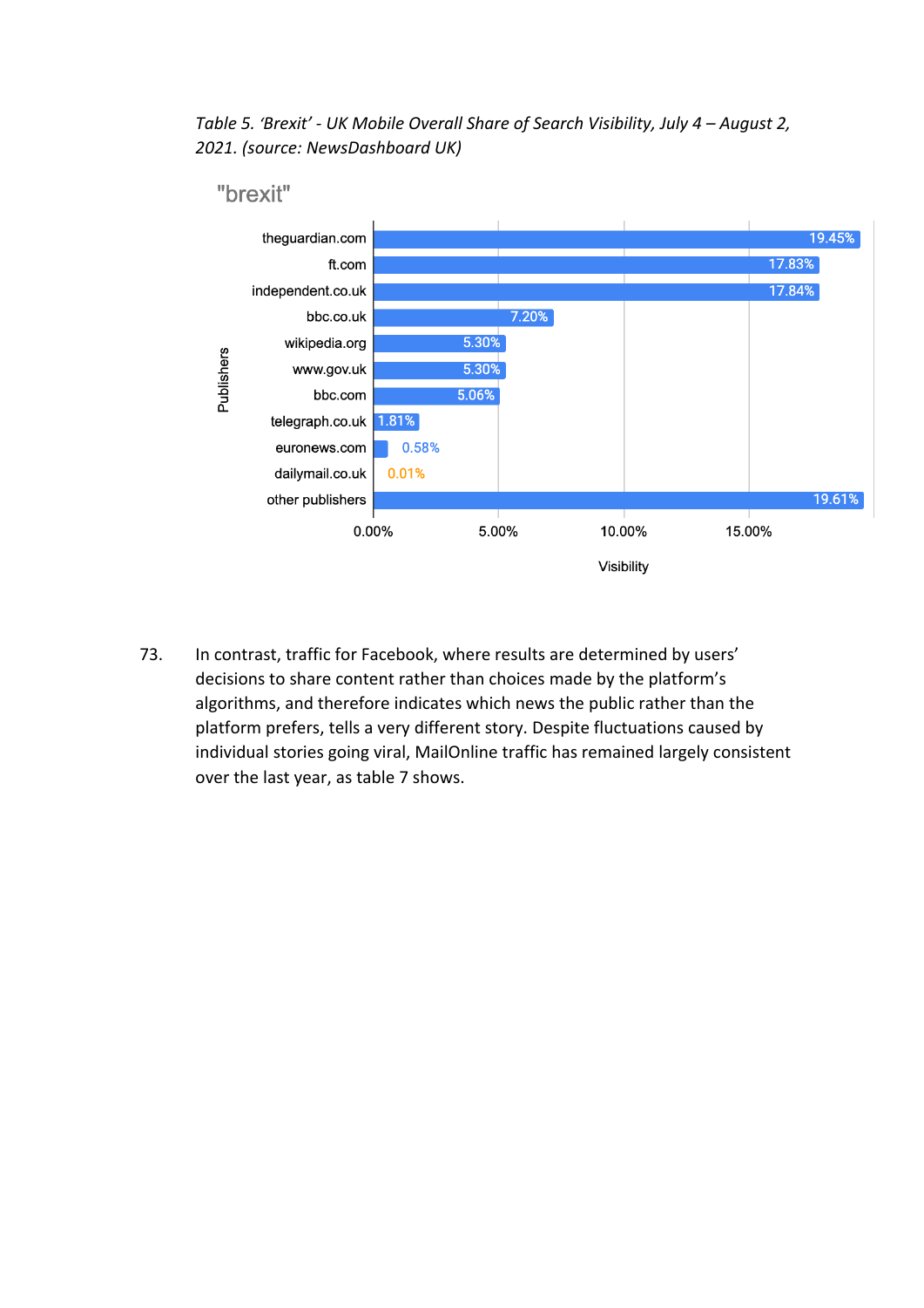*Table 5. 'Brexit' - UK Mobile Overall Share of Search Visibility, July 4 – August 2, 2021. (source: NewsDashboard UK)*

"brexit"

| Publishers | Visibility |
|---|---|
| theguardian.com | 19.45% |
| ft.com | 17.83% |
| independent.co.uk | 17.84% |
| bbc.co.uk | 7.20% |
| wikipedia.org | 5.30% |
| www.gov.uk | 5.30% |
| bbc.com | 5.06% |
| telegraph.co.uk | 1.81% |
| euronews.com | 0.58% |
| dailymail.co.uk | 0.01% |
| other publishers | 19.61% |

73. In contrast, traffic for Facebook, where results are determined by users' decisions to share content rather than choices made by the platform's algorithms, and therefore indicates which news the public rather than the platform prefers, tells a very different story. Despite fluctuations caused by individual stories going viral, MailOnline traffic has remained largely consistent over the last year, as table 7 shows.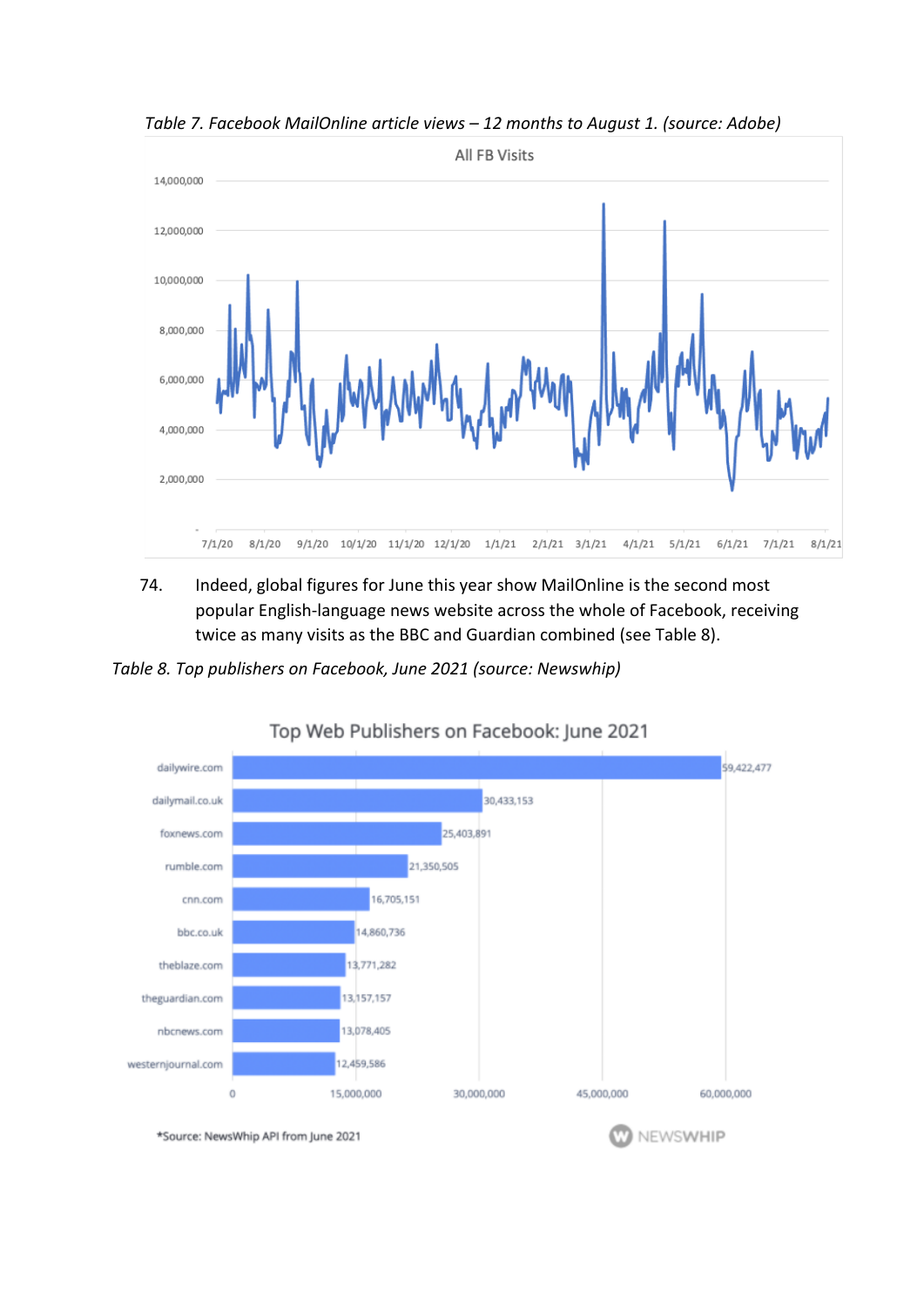*Table 7. Facebook MailOnline article views – 12 months to August 1. (source: Adobe)*

74. Indeed, global figures for June this year show MailOnline is the second most popular English-language news website across the whole of Facebook, receiving twice as many visits as the BBC and Guardian combined (see Table 8).

*Table 8. Top publishers on Facebook, June 2021 (source: Newswhip)*

Top Web Publishers on Facebook: June 2021

| Publisher | Visits |
|---|---|
| dailywire.com | 59,422,477 |
| dailymail.co.uk | 30,433,153 |
| foxnews.com | 25,403,891 |
| rumble.com | 21,350,505 |
| cnn.com | 16,705,151 |
| bbc.co.uk | 14,860,736 |
| theblaze.com | 13,771,282 |
| theguardian.com | 13,157,157 |
| nbcnews.com | 13,078,405 |
| westernjournal.com | 12,459,586 |

*Source: NewsWhip API from June 2021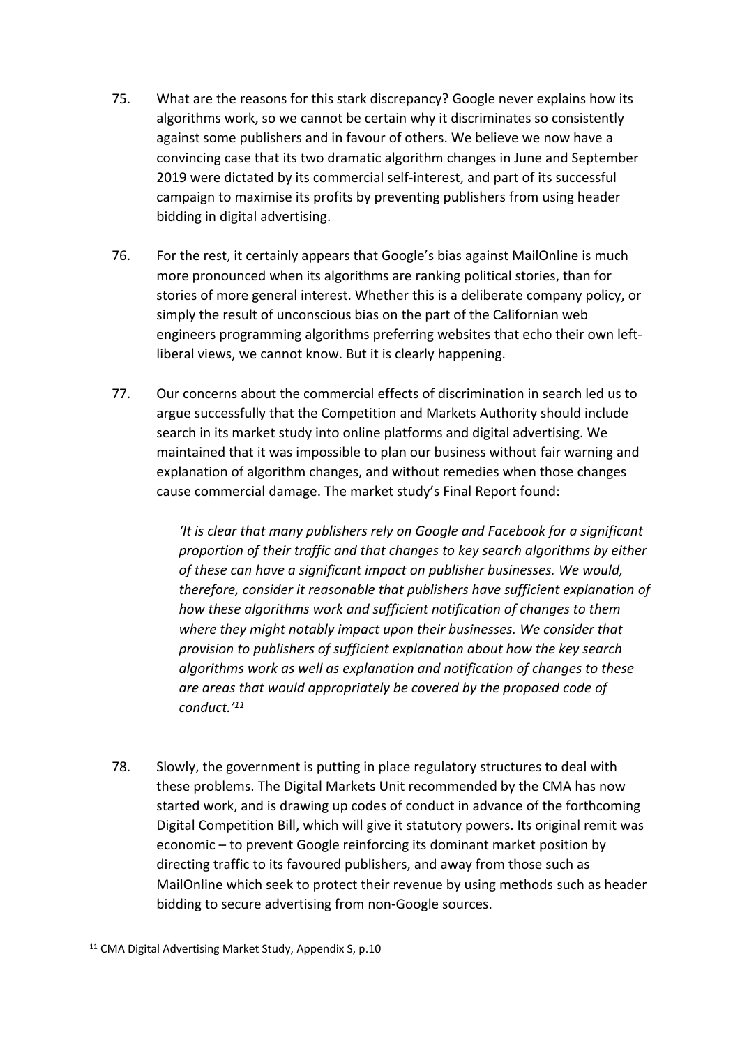75. What are the reasons for this stark discrepancy? Google never explains how its algorithms work, so we cannot be certain why it discriminates so consistently against some publishers and in favour of others. We believe we now have a convincing case that its two dramatic algorithm changes in June and September 2019 were dictated by its commercial self-interest, and part of its successful campaign to maximise its profits by preventing publishers from using header bidding in digital advertising.

76. For the rest, it certainly appears that Google's bias against MailOnline is much more pronounced when its algorithms are ranking political stories, than for stories of more general interest. Whether this is a deliberate company policy, or simply the result of unconscious bias on the part of the Californian web engineers programming algorithms preferring websites that echo their own left-liberal views, we cannot know. But it is clearly happening.

77. Our concerns about the commercial effects of discrimination in search led us to argue successfully that the Competition and Markets Authority should include search in its market study into online platforms and digital advertising. We maintained that it was impossible to plan our business without fair warning and explanation of algorithm changes, and without remedies when those changes cause commercial damage. The market study's Final Report found:

> *'It is clear that many publishers rely on Google and Facebook for a significant proportion of their traffic and that changes to key search algorithms by either of these can have a significant impact on publisher businesses. We would, therefore, consider it reasonable that publishers have sufficient explanation of how these algorithms work and sufficient notification of changes to them where they might notably impact upon their businesses. We consider that provision to publishers of sufficient explanation about how the key search algorithms work as well as explanation and notification of changes to these are areas that would appropriately be covered by the proposed code of conduct.'*[11]

78. Slowly, the government is putting in place regulatory structures to deal with these problems. The Digital Markets Unit recommended by the CMA has now started work, and is drawing up codes of conduct in advance of the forthcoming Digital Competition Bill, which will give it statutory powers. Its original remit was economic – to prevent Google reinforcing its dominant market position by directing traffic to its favoured publishers, and away from those such as MailOnline which seek to protect their revenue by using methods such as header bidding to secure advertising from non-Google sources.

---

[11] CMA Digital Advertising Market Study, Appendix S, p.10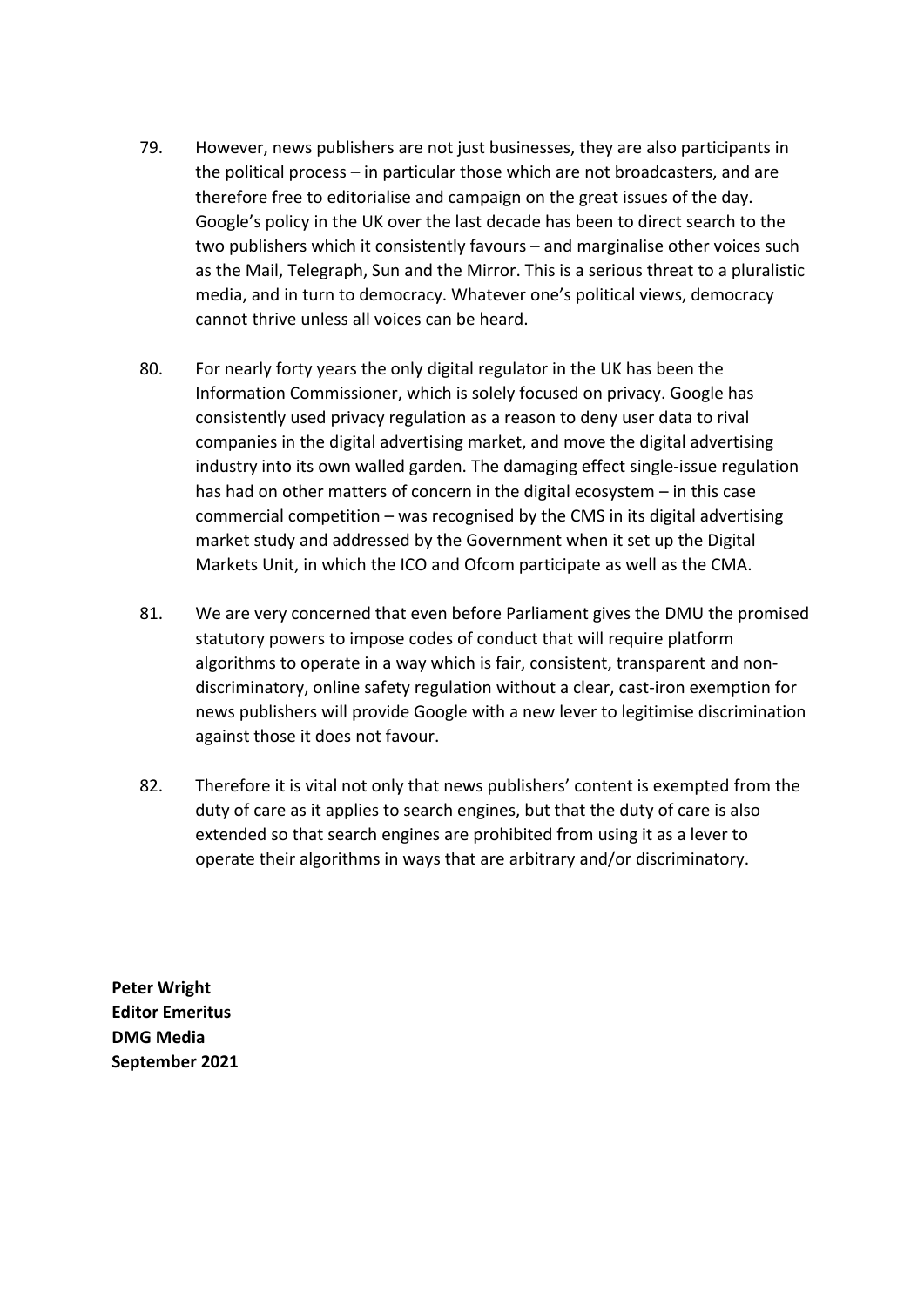79. However, news publishers are not just businesses, they are also participants in the political process – in particular those which are not broadcasters, and are therefore free to editorialise and campaign on the great issues of the day. Google's policy in the UK over the last decade has been to direct search to the two publishers which it consistently favours – and marginalise other voices such as the Mail, Telegraph, Sun and the Mirror. This is a serious threat to a pluralistic media, and in turn to democracy. Whatever one's political views, democracy cannot thrive unless all voices can be heard.

80. For nearly forty years the only digital regulator in the UK has been the Information Commissioner, which is solely focused on privacy. Google has consistently used privacy regulation as a reason to deny user data to rival companies in the digital advertising market, and move the digital advertising industry into its own walled garden. The damaging effect single-issue regulation has had on other matters of concern in the digital ecosystem – in this case commercial competition – was recognised by the CMS in its digital advertising market study and addressed by the Government when it set up the Digital Markets Unit, in which the ICO and Ofcom participate as well as the CMA.

81. We are very concerned that even before Parliament gives the DMU the promised statutory powers to impose codes of conduct that will require platform algorithms to operate in a way which is fair, consistent, transparent and non-discriminatory, online safety regulation without a clear, cast-iron exemption for news publishers will provide Google with a new lever to legitimise discrimination against those it does not favour.

82. Therefore it is vital not only that news publishers' content is exempted from the duty of care as it applies to search engines, but that the duty of care is also extended so that search engines are prohibited from using it as a lever to operate their algorithms in ways that are arbitrary and/or discriminatory.

**Peter Wright**
**Editor Emeritus**
**DMG Media**
**September 2021**